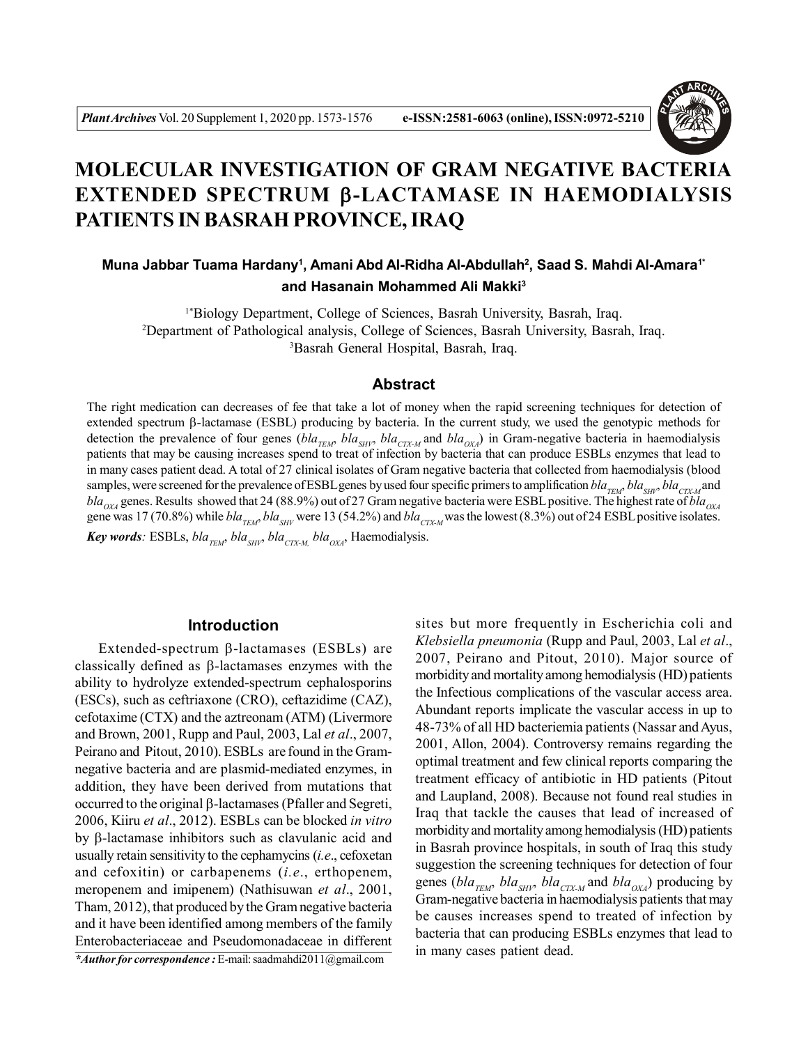# MOLECULAR INVESTIGATION OF GRAM NEGATIVE BACTERIA EXTENDED SPECTRUM β-LACTAMASE IN HAEMODIALYSIS PATIENTS IN BASRAH PROVINCE, IRAQ

**Muna Jabbar Tuama Hardany[1], Amani Abd Al-Ridha Al-Abdullah[2], Saad S. Mahdi Al-Amara[1*] and Hasanain Mohammed Ali Makki[3]**

[1*]Biology Department, College of Sciences, Basrah University, Basrah, Iraq.
[2]Department of Pathological analysis, College of Sciences, Basrah University, Basrah, Iraq.
[3]Basrah General Hospital, Basrah, Iraq.

## Abstract

The right medication can decreases of fee that take a lot of money when the rapid screening techniques for detection of extended spectrum β-lactamase (ESBL) producing by bacteria. In the current study, we used the genotypic methods for detection the prevalence of four genes (*bla*$_{TEM}$, *bla*$_{SHV}$, *bla*$_{CTX-M}$ and *bla*$_{OXA}$) in Gram-negative bacteria in haemodialysis patients that may be causing increases spend to treat of infection by bacteria that can produce ESBLs enzymes that lead to in many cases patient dead. A total of 27 clinical isolates of Gram negative bacteria that collected from haemodialysis (blood samples, were screened for the prevalence of ESBL genes by used four specific primers to amplification *bla*$_{TEM}$, *bla*$_{SHV}$, *bla*$_{CTX-M}$ and *bla*$_{OXA}$ genes. Results showed that 24 (88.9%) out of 27 Gram negative bacteria were ESBL positive. The highest rate of *bla*$_{OXA}$ gene was 17 (70.8%) while *bla*$_{TEM}$, *bla*$_{SHV}$ were 13 (54.2%) and *bla*$_{CTX-M}$ was the lowest (8.3%) out of 24 ESBL positive isolates.

***Key words:*** ESBLs, *bla*$_{TEM}$, *bla*$_{SHV}$, *bla*$_{CTX-M,}$ *bla*$_{OXA}$, Haemodialysis.

## Introduction

Extended-spectrum β-lactamases (ESBLs) are classically defined as β-lactamases enzymes with the ability to hydrolyze extended-spectrum cephalosporins (ESCs), such as ceftriaxone (CRO), ceftazidime (CAZ), cefotaxime (CTX) and the aztreonam (ATM) (Livermore and Brown, 2001, Rupp and Paul, 2003, Lal *et al*., 2007, Peirano and Pitout, 2010). ESBLs are found in the Gram-negative bacteria and are plasmid-mediated enzymes, in addition, they have been derived from mutations that occurred to the original β-lactamases (Pfaller and Segreti, 2006, Kiiru *et al*., 2012). ESBLs can be blocked *in vitro* by β-lactamase inhibitors such as clavulanic acid and usually retain sensitivity to the cephamycins (*i.e*., cefoxetan and cefoxitin) or carbapenems (*i.e*., erthopenem, meropenem and imipenem) (Nathisuwan *et al*., 2001, Tham, 2012), that produced by the Gram negative bacteria and it have been identified among members of the family Enterobacteriaceae and Pseudomonadaceae in different sites but more frequently in Escherichia coli and *Klebsiella pneumonia* (Rupp and Paul, 2003, Lal *et al*., 2007, Peirano and Pitout, 2010). Major source of morbidity and mortality among hemodialysis (HD) patients the Infectious complications of the vascular access area. Abundant reports implicate the vascular access in up to 48-73% of all HD bacteriemia patients (Nassar and Ayus, 2001, Allon, 2004). Controversy remains regarding the optimal treatment and few clinical reports comparing the treatment efficacy of antibiotic in HD patients (Pitout and Laupland, 2008). Because not found real studies in Iraq that tackle the causes that lead of increased of morbidity and mortality among hemodialysis (HD) patients in Basrah province hospitals, in south of Iraq this study suggestion the screening techniques for detection of four genes (*bla*$_{TEM}$, *bla*$_{SHV}$, *bla*$_{CTX-M}$ and *bla*$_{OXA}$) producing by Gram-negative bacteria in haemodialysis patients that may be causes increases spend to treated of infection by bacteria that can producing ESBLs enzymes that lead to in many cases patient dead.

***Author for correspondence :** E-mail: saadmahdi2011@gmail.com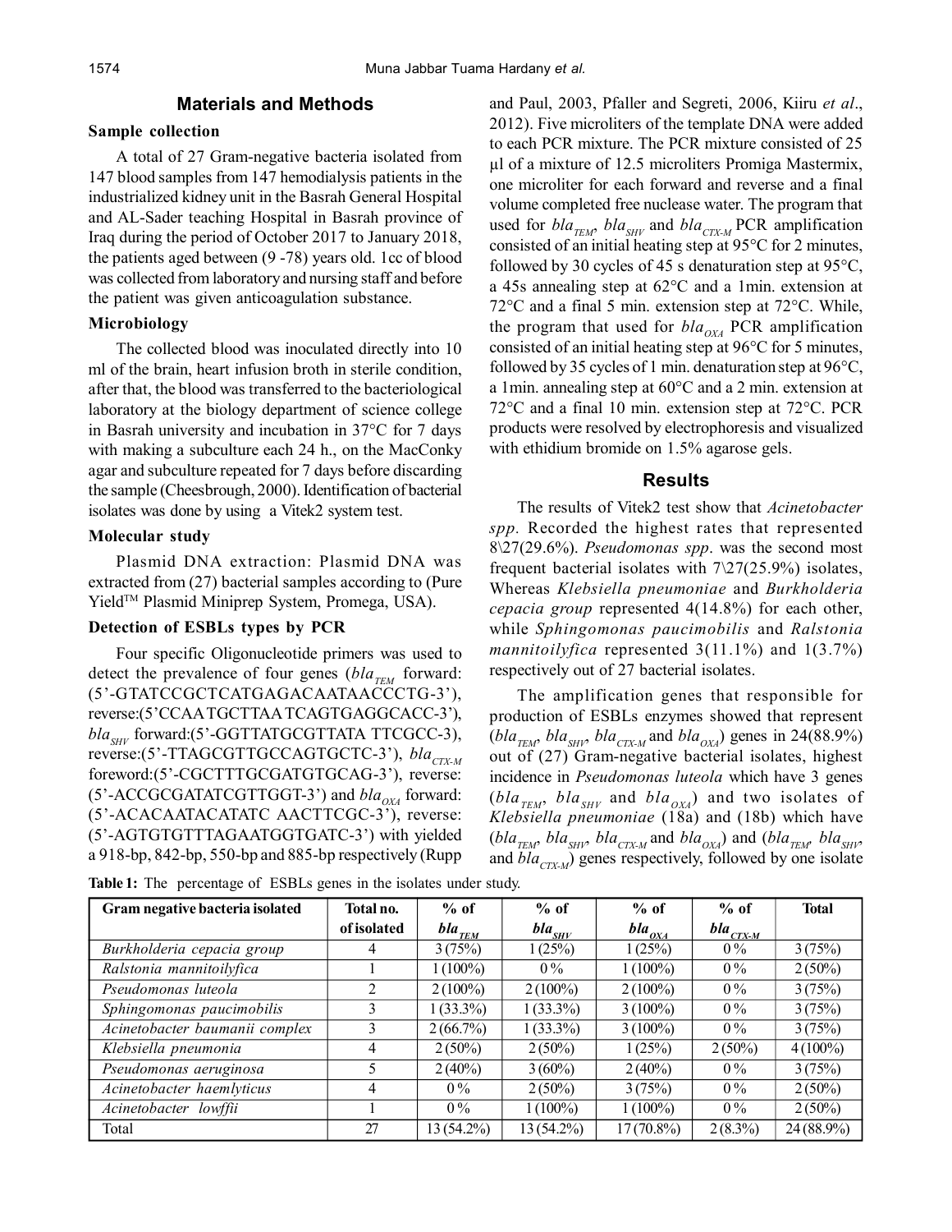## Materials and Methods

### Sample collection

A total of 27 Gram-negative bacteria isolated from 147 blood samples from 147 hemodialysis patients in the industrialized kidney unit in the Basrah General Hospital and AL-Sader teaching Hospital in Basrah province of Iraq during the period of October 2017 to January 2018, the patients aged between (9 -78) years old. 1cc of blood was collected from laboratory and nursing staff and before the patient was given anticoagulation substance.

### Microbiology

The collected blood was inoculated directly into 10 ml of the brain, heart infusion broth in sterile condition, after that, the blood was transferred to the bacteriological laboratory at the biology department of science college in Basrah university and incubation in 37°C for 7 days with making a subculture each 24 h., on the MacConky agar and subculture repeated for 7 days before discarding the sample (Cheesbrough, 2000). Identification of bacterial isolates was done by using a Vitek2 system test.

### Molecular study

Plasmid DNA extraction: Plasmid DNA was extracted from (27) bacterial samples according to (Pure Yield™ Plasmid Miniprep System, Promega, USA).

### Detection of ESBLs types by PCR

Four specific Oligonucleotide primers was used to detect the prevalence of four genes (*$bla_{TEM}$* forward: (5'-GTATCCGCTCATGAGACAATAACCCTG-3'), reverse:(5'CCAATGCTTAATCAGTGAGGCACC-3'), *$bla_{SHV}$* forward:(5'-GGTTATGCGTTATA TTCGCC-3), reverse:(5'-TTAGCGTTGCCAGTGCTC-3'), *$bla_{CTX-M}$* foreword:(5'-CGCTTTGCGATGTGCAG-3'), reverse: (5'-ACCGCGATATCGTTGGT-3') and *$bla_{OXA}$* forward: (5'-ACACAATACATATC AACTTCGC-3'), reverse: (5'-AGTGTGTTTAGAATGGTGATC-3') with yielded a 918-bp, 842-bp, 550-bp and 885-bp respectively (Rupp and Paul, 2003, Pfaller and Segreti, 2006, Kiiru *et al*., 2012). Five microliters of the template DNA were added to each PCR mixture. The PCR mixture consisted of 25 µl of a mixture of 12.5 microliters Promiga Mastermix, one microliter for each forward and reverse and a final volume completed free nuclease water. The program that used for *$bla_{TEM}$*, *$bla_{SHV}$* and *$bla_{CTX-M}$* PCR amplification consisted of an initial heating step at 95°C for 2 minutes, followed by 30 cycles of 45 s denaturation step at 95°C, a 45s annealing step at 62°C and a 1min. extension at 72°C and a final 5 min. extension step at 72°C. While, the program that used for *$bla_{OXA}$* PCR amplification consisted of an initial heating step at 96°C for 5 minutes, followed by 35 cycles of 1 min. denaturation step at 96°C, a 1min. annealing step at 60°C and a 2 min. extension at 72°C and a final 10 min. extension step at 72°C. PCR products were resolved by electrophoresis and visualized with ethidium bromide on 1.5% agarose gels.

## Results

The results of Vitek2 test show that *Acinetobacter spp.* Recorded the highest rates that represented 8\27(29.6%). *Pseudomonas spp*. was the second most frequent bacterial isolates with 7\27(25.9%) isolates, Whereas *Klebsiella pneumoniae* and *Burkholderia cepacia group* represented 4(14.8%) for each other, while *Sphingomonas paucimobilis* and *Ralstonia mannitoilyfica* represented 3(11.1%) and 1(3.7%) respectively out of 27 bacterial isolates.

The amplification genes that responsible for production of ESBLs enzymes showed that represent (*$bla_{TEM}$*, *$bla_{SHV}$*, *$bla_{CTX-M}$* and *$bla_{OXA}$*) genes in 24(88.9%) out of (27) Gram-negative bacterial isolates, highest incidence in *Pseudomonas luteola* which have 3 genes (*$bla_{TEM}$*, *$bla_{SHV}$* and *$bla_{OXA}$*) and two isolates of *Klebsiella pneumoniae* (18a) and (18b) which have (*$bla_{TEM}$*, *$bla_{SHV}$*, *$bla_{CTX-M}$* and *$bla_{OXA}$*) and (*$bla_{TEM}$*, *$bla_{SHV}$*, and *$bla_{CTX-M}$*) genes respectively, followed by one isolate

**Table 1:** The percentage of ESBLs genes in the isolates under study.

| Gram negative bacteria isolated | Total no. of isolated | % of *$bla_{TEM}$* | % of *$bla_{SHV}$* | % of *$bla_{OXA}$* | % of *$bla_{CTX-M}$* | Total |
|---|---|---|---|---|---|---|
| *Burkholderia cepacia group* | 4 | 3 (75%) | 1 (25%) | 1 (25%) | 0 % | 3 (75%) |
| *Ralstonia mannitoilyfica* | 1 | 1 (100%) | 0 % | 1 (100%) | 0 % | 2 (50%) |
| *Pseudomonas luteola* | 2 | 2 (100%) | 2 (100%) | 2 (100%) | 0 % | 3 (75%) |
| *Sphingomonas paucimobilis* | 3 | 1 (33.3%) | 1 (33.3%) | 3 (100%) | 0 % | 3 (75%) |
| *Acinetobacter baumanii complex* | 3 | 2 (66.7%) | 1 (33.3%) | 3 (100%) | 0 % | 3 (75%) |
| *Klebsiella pneumonia* | 4 | 2 (50%) | 2 (50%) | 1 (25%) | 2 (50%) | 4 (100%) |
| *Pseudomonas aeruginosa* | 5 | 2 (40%) | 3 (60%) | 2 (40%) | 0 % | 3 (75%) |
| *Acinetobacter haemlyticus* | 4 | 0 % | 2 (50%) | 3 (75%) | 0 % | 2 (50%) |
| *Acinetobacter lowffii* | 1 | 0 % | 1 (100%) | 1 (100%) | 0 % | 2 (50%) |
| Total | 27 | 13 (54.2%) | 13 (54.2%) | 17 (70.8%) | 2 (8.3%) | 24 (88.9%) |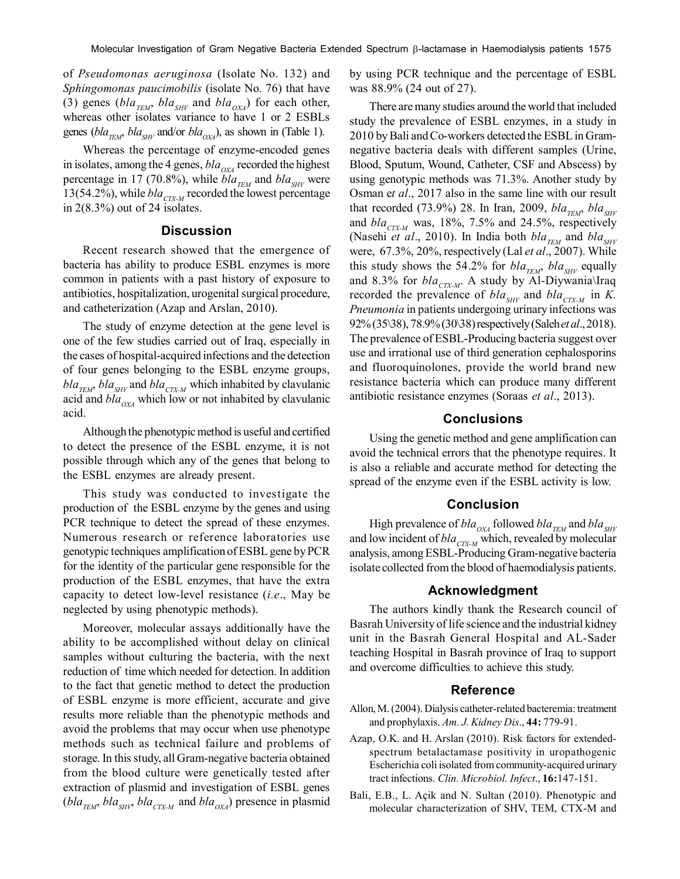of *Pseudomonas aeruginosa* (Isolate No. 132) and *Sphingomonas paucimobilis* (isolate No. 76) that have (3) genes ($bla_{TEM}$, $bla_{SHV}$ and $bla_{OXA}$) for each other, whereas other isolates variance to have 1 or 2 ESBLs genes ($bla_{TEM}$, $bla_{SHV}$ and/or $bla_{OX}$), as shown in (Table 1).

Whereas the percentage of enzyme-encoded genes in isolates, among the 4 genes, $bla_{OXA}$ recorded the highest percentage in 17 (70.8%), while $bla_{TEM}$ and $bla_{SHV}$ were 13(54.2%), while $bla_{CTX-M}$ recorded the lowest percentage in 2(8.3%) out of 24 isolates.

## Discussion

Recent research showed that the emergence of bacteria has ability to produce ESBL enzymes is more common in patients with a past history of exposure to antibiotics, hospitalization, urogenital surgical procedure, and catheterization (Azap and Arslan, 2010).

The study of enzyme detection at the gene level is one of the few studies carried out of Iraq, especially in the cases of hospital-acquired infections and the detection of four genes belonging to the ESBL enzyme groups, $bla_{TEM}$, $bla_{SHV}$ and $bla_{CTX-M}$ which inhabited by clavulanic acid and $bla_{OXA}$ which low or not inhabited by clavulanic acid.

Although the phenotypic method is useful and certified to detect the presence of the ESBL enzyme, it is not possible through which any of the genes that belong to the ESBL enzymes are already present.

This study was conducted to investigate the production of the ESBL enzyme by the genes and using PCR technique to detect the spread of these enzymes. Numerous research or reference laboratories use genotypic techniques amplification of ESBL gene by PCR for the identity of the particular gene responsible for the production of the ESBL enzymes, that have the extra capacity to detect low-level resistance (*i.e*., May be neglected by using phenotypic methods).

Moreover, molecular assays additionally have the ability to be accomplished without delay on clinical samples without culturing the bacteria, with the next reduction of time which needed for detection. In addition to the fact that genetic method to detect the production of ESBL enzyme is more efficient, accurate and give results more reliable than the phenotypic methods and avoid the problems that may occur when use phenotype methods such as technical failure and problems of storage. In this study, all Gram-negative bacteria obtained from the blood culture were genetically tested after extraction of plasmid and investigation of ESBL genes ($bla_{TEM}$, $bla_{SHV}$, $bla_{CTX-M}$ and $bla_{OXA}$) presence in plasmid by using PCR technique and the percentage of ESBL was 88.9% (24 out of 27).

There are many studies around the world that included study the prevalence of ESBL enzymes, in a study in 2010 by Bali and Co-workers detected the ESBL in Gram-negative bacteria deals with different samples (Urine, Blood, Sputum, Wound, Catheter, CSF and Abscess) by using genotypic methods was 71.3%. Another study by Osman e*t al*., 2017 also in the same line with our result that recorded (73.9%) 28. In Iran, 2009, $bla_{TEM}$, $bla_{SHV}$ and $bla_{CTX-M}$ was, 18%, 7.5% and 24.5%, respectively (Nasehi *et al*., 2010). In India both $bla_{TEM}$ and $bla_{SHV}$ were, 67.3%, 20%, respectively (Lal *et al*., 2007). While this study shows the 54.2% for $bla_{TEM}$, $bla_{SHV}$ equally and 8.3% for $bla_{CTX-M}$. A study by Al-Diywania\Iraq recorded the prevalence of $bla_{SHV}$ and $bla_{CTX-M}$ in *K. Pneumonia* in patients undergoing urinary infections was 92% (35\38), 78.9% (30\38) respectively (Saleh *et al*., 2018). The prevalence of ESBL-Producing bacteria suggest over use and irrational use of third generation cephalosporins and fluoroquinolones, provide the world brand new resistance bacteria which can produce many different antibiotic resistance enzymes (Soraas *et al*., 2013).

## Conclusions

Using the genetic method and gene amplification can avoid the technical errors that the phenotype requires. It is also a reliable and accurate method for detecting the spread of the enzyme even if the ESBL activity is low.

## Conclusion

High prevalence of $bla_{OXA}$ followed $bla_{TEM}$ and $bla_{SHV}$ and low incident of $bla_{CTX-M}$ which, revealed by molecular analysis, among ESBL-Producing Gram-negative bacteria isolate collected from the blood of haemodialysis patients.

## Acknowledgment

The authors kindly thank the Research council of Basrah University of life science and the industrial kidney unit in the Basrah General Hospital and AL-Sader teaching Hospital in Basrah province of Iraq to support and overcome difficulties to achieve this study.

## Reference

Allon, M. (2004). Dialysis catheter-related bacteremia: treatment and prophylaxis. *Am. J. Kidney Dis*., **44:** 779-91.

Azap, O.K. and H. Arslan (2010). Risk factors for extended-spectrum betalactamase positivity in uropathogenic Escherichia coli isolated from community-acquired urinary tract infections. *Clin. Microbiol. Infect*., **16:**147-151.

Bali, E.B., L. Açik and N. Sultan (2010). Phenotypic and molecular characterization of SHV, TEM, CTX-M and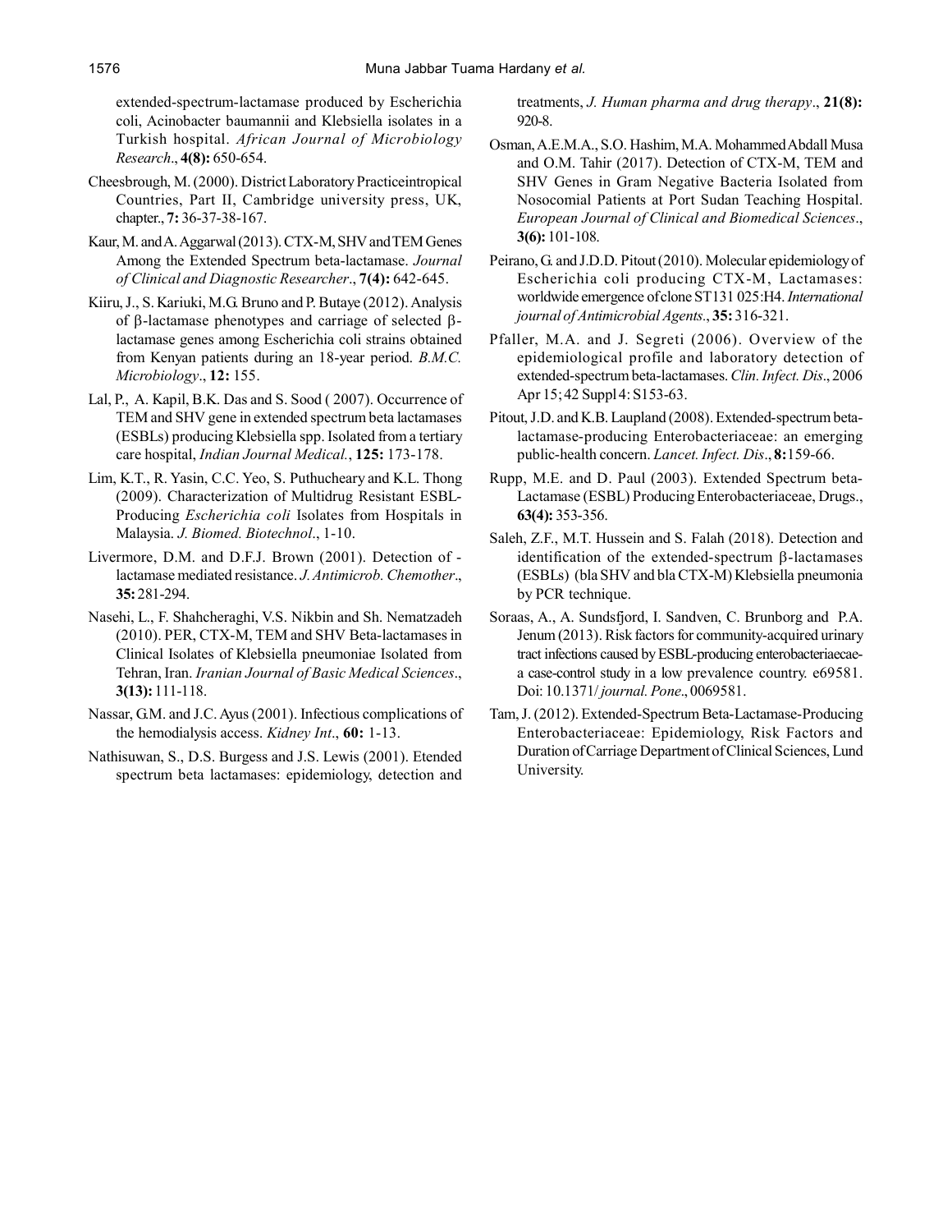extended-spectrum-lactamase produced by Escherichia coli, Acinobacter baumannii and Klebsiella isolates in a Turkish hospital. *African Journal of Microbiology Research*., **4(8):** 650-654.

Cheesbrough, M. (2000). District Laboratory Practiceintropical Countries, Part II, Cambridge university press, UK, chapter., **7:** 36-37-38-167.

Kaur, M. and A. Aggarwal (2013). CTX-M, SHV and TEM Genes Among the Extended Spectrum beta-lactamase. *Journal of Clinical and Diagnostic Researcher*., **7(4):** 642-645.

Kiiru, J., S. Kariuki, M.G. Bruno and P. Butaye (2012). Analysis of β-lactamase phenotypes and carriage of selected β-lactamase genes among Escherichia coli strains obtained from Kenyan patients during an 18-year period. *B.M.C. Microbiology*., **12:** 155.

Lal, P., A. Kapil, B.K. Das and S. Sood ( 2007). Occurrence of TEM and SHV gene in extended spectrum beta lactamases (ESBLs) producing Klebsiella spp. Isolated from a tertiary care hospital, *Indian Journal Medical.*, **125:** 173-178.

Lim, K.T., R. Yasin, C.C. Yeo, S. Puthucheary and K.L. Thong (2009). Characterization of Multidrug Resistant ESBL-Producing *Escherichia coli* Isolates from Hospitals in Malaysia. *J. Biomed. Biotechnol*., 1-10.

Livermore, D.M. and D.F.J. Brown (2001). Detection of -lactamase mediated resistance. *J. Antimicrob. Chemother*., **35:** 281-294.

Nasehi, L., F. Shahcheraghi, V.S. Nikbin and Sh. Nematzadeh (2010). PER, CTX-M, TEM and SHV Beta-lactamases in Clinical Isolates of Klebsiella pneumoniae Isolated from Tehran, Iran. *Iranian Journal of Basic Medical Sciences*., **3(13):** 111-118.

Nassar, G.M. and J.C. Ayus (2001). Infectious complications of the hemodialysis access. *Kidney Int*., **60:** 1-13.

Nathisuwan, S., D.S. Burgess and J.S. Lewis (2001). Etended spectrum beta lactamases: epidemiology, detection and treatments, *J. Human pharma and drug therapy*., **21(8):** 920-8.

Osman, A.E.M.A., S.O. Hashim, M.A. Mohammed Abdall Musa and O.M. Tahir (2017). Detection of CTX-M, TEM and SHV Genes in Gram Negative Bacteria Isolated from Nosocomial Patients at Port Sudan Teaching Hospital. *European Journal of Clinical and Biomedical Sciences*., **3(6):** 101-108.

Peirano, G. and J.D.D. Pitout (2010). Molecular epidemiology of Escherichia coli producing CTX-M, Lactamases: worldwide emergence of clone ST131 025:H4. *International journal of Antimicrobial Agents*., **35:** 316-321.

Pfaller, M.A. and J. Segreti (2006). Overview of the epidemiological profile and laboratory detection of extended-spectrum beta-lactamases. *Clin. Infect. Dis*., 2006 Apr 15; 42 Suppl 4: S153-63.

Pitout, J.D. and K.B. Laupland (2008). Extended-spectrum beta-lactamase-producing Enterobacteriaceae: an emerging public-health concern. *Lancet. Infect. Dis*., **8:**159-66.

Rupp, M.E. and D. Paul (2003). Extended Spectrum beta-Lactamase (ESBL) Producing Enterobacteriaceae, Drugs., **63(4):** 353-356.

Saleh, Z.F., M.T. Hussein and S. Falah (2018). Detection and identification of the extended-spectrum β-lactamases (ESBLs) (bla SHV and bla CTX-M) Klebsiella pneumonia by PCR technique.

Soraas, A., A. Sundsfjord, I. Sandven, C. Brunborg and P.A. Jenum (2013). Risk factors for community-acquired urinary tract infections caused by ESBL-producing enterobacteriaecae-a case-control study in a low prevalence country. e69581. Doi: 10.1371/ *journal. Pone*., 0069581.

Tam, J. (2012). Extended-Spectrum Beta-Lactamase-Producing Enterobacteriaceae: Epidemiology, Risk Factors and Duration of Carriage Department of Clinical Sciences, Lund University.